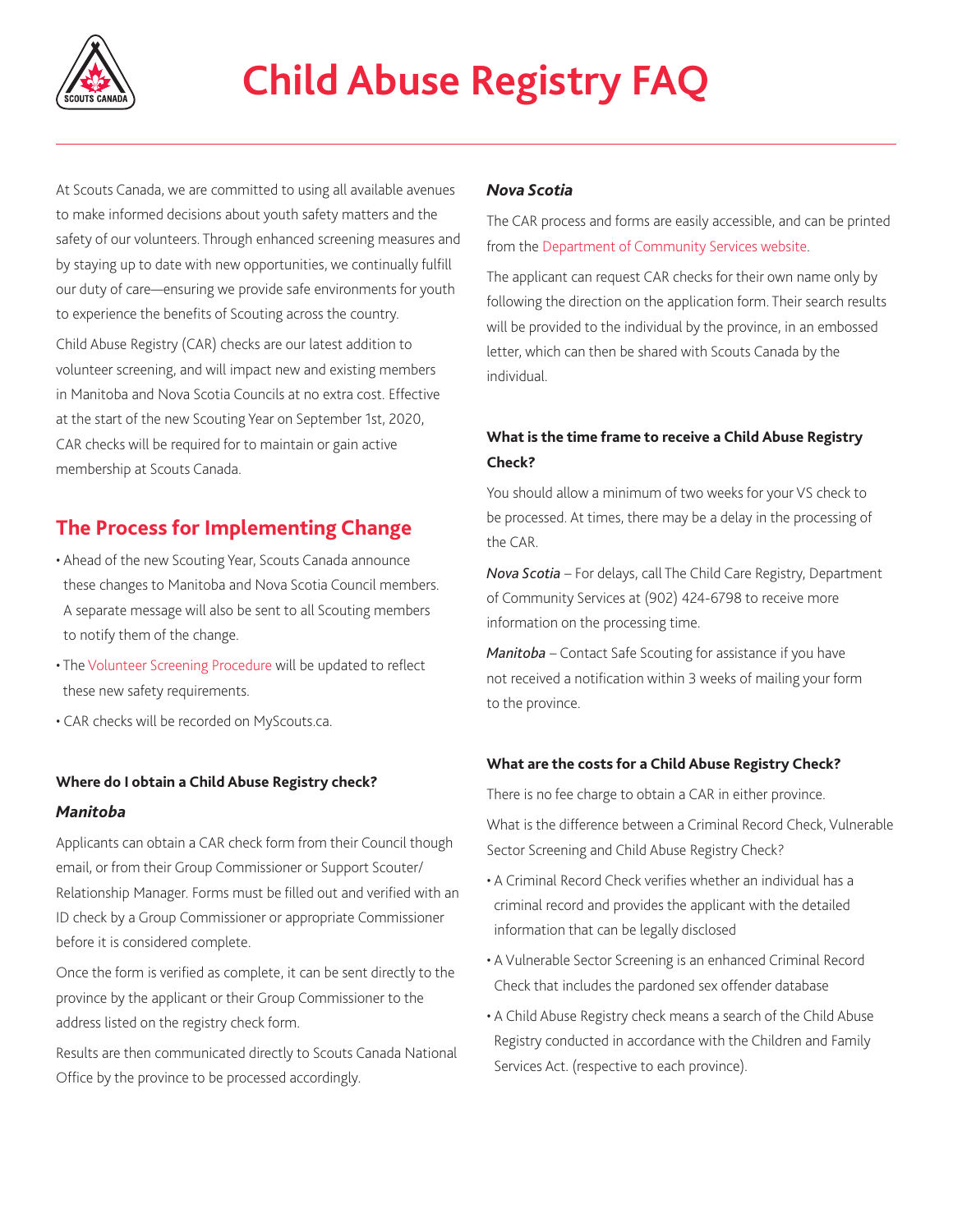# Child Abuse Registry FAQ

At Scouts Canada, we are committed to using all available avenues to make informed decisions about youth safety matters and the safety of our volunteers. Through enhanced screening measures and by staying up to date with new opportunities, we continually fulfill our duty of care—ensuring we provide safe environments for youth to experience the benefits of Scouting across the country.

Child Abuse Registry (CAR) checks are our latest addition to volunteer screening, and will impact new and existing members in Manitoba and Nova Scotia Councils at no extra cost. Effective at the start of the new Scouting Year on September 1st, 2020, CAR checks will be required for to maintain or gain active membership at Scouts Canada.

## The Process for Implementing Change

- Ahead of the new Scouting Year, Scouts Canada announce these changes to Manitoba and Nova Scotia Council members. A separate message will also be sent to all Scouting members to notify them of the change.
- The Volunteer Screening Procedure will be updated to reflect these new safety requirements.
- CAR checks will be recorded on MyScouts.ca.

**Where do I obtain a Child Abuse Registry check?**

***Manitoba***

Applicants can obtain a CAR check form from their Council though email, or from their Group Commissioner or Support Scouter/ Relationship Manager. Forms must be filled out and verified with an ID check by a Group Commissioner or appropriate Commissioner before it is considered complete.

Once the form is verified as complete, it can be sent directly to the province by the applicant or their Group Commissioner to the address listed on the registry check form.

Results are then communicated directly to Scouts Canada National Office by the province to be processed accordingly.

***Nova Scotia***

The CAR process and forms are easily accessible, and can be printed from the Department of Community Services website.

The applicant can request CAR checks for their own name only by following the direction on the application form. Their search results will be provided to the individual by the province, in an embossed letter, which can then be shared with Scouts Canada by the individual.

**What is the time frame to receive a Child Abuse Registry Check?**

You should allow a minimum of two weeks for your VS check to be processed. At times, there may be a delay in the processing of the CAR.

*Nova Scotia* – For delays, call The Child Care Registry, Department of Community Services at (902) 424-6798 to receive more information on the processing time.

*Manitoba* – Contact Safe Scouting for assistance if you have not received a notification within 3 weeks of mailing your form to the province.

**What are the costs for a Child Abuse Registry Check?**

There is no fee charge to obtain a CAR in either province.

What is the difference between a Criminal Record Check, Vulnerable Sector Screening and Child Abuse Registry Check?

- A Criminal Record Check verifies whether an individual has a criminal record and provides the applicant with the detailed information that can be legally disclosed
- A Vulnerable Sector Screening is an enhanced Criminal Record Check that includes the pardoned sex offender database
- A Child Abuse Registry check means a search of the Child Abuse Registry conducted in accordance with the Children and Family Services Act. (respective to each province).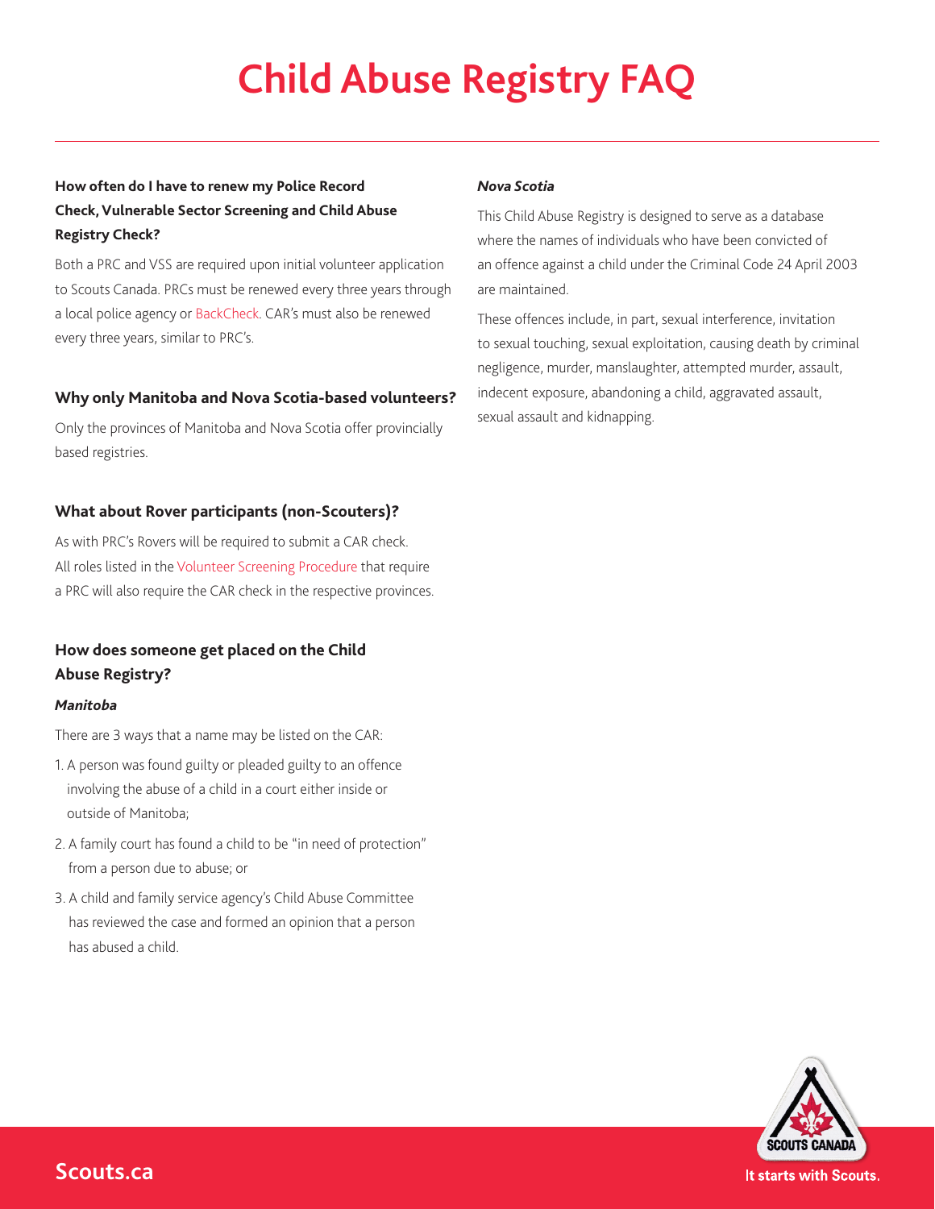# Child Abuse Registry FAQ

### How often do I have to renew my Police Record Check, Vulnerable Sector Screening and Child Abuse Registry Check?

Both a PRC and VSS are required upon initial volunteer application to Scouts Canada. PRCs must be renewed every three years through a local police agency or BackCheck. CAR's must also be renewed every three years, similar to PRC's.

### Why only Manitoba and Nova Scotia-based volunteers?

Only the provinces of Manitoba and Nova Scotia offer provincially based registries.

### What about Rover participants (non-Scouters)?

As with PRC's Rovers will be required to submit a CAR check. All roles listed in the Volunteer Screening Procedure that require a PRC will also require the CAR check in the respective provinces.

### How does someone get placed on the Child Abuse Registry?

***Manitoba***

There are 3 ways that a name may be listed on the CAR:

1. A person was found guilty or pleaded guilty to an offence involving the abuse of a child in a court either inside or outside of Manitoba;
2. A family court has found a child to be "in need of protection" from a person due to abuse; or
3. A child and family service agency's Child Abuse Committee has reviewed the case and formed an opinion that a person has abused a child.

***Nova Scotia***

This Child Abuse Registry is designed to serve as a database where the names of individuals who have been convicted of an offence against a child under the Criminal Code 24 April 2003 are maintained.

These offences include, in part, sexual interference, invitation to sexual touching, sexual exploitation, causing death by criminal negligence, murder, manslaughter, attempted murder, assault, indecent exposure, abandoning a child, aggravated assault, sexual assault and kidnapping.